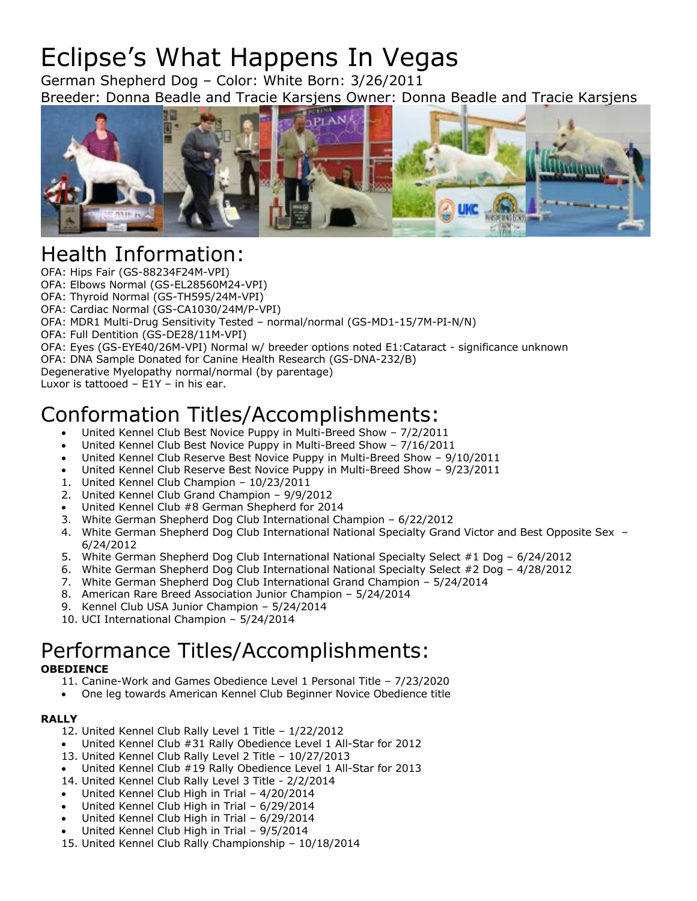# Eclipse's What Happens In Vegas

German Shepherd Dog – Color: White Born: 3/26/2011
Breeder: Donna Beadle and Tracie Karsjens Owner: Donna Beadle and Tracie Karsjens

## Health Information:

OFA: Hips Fair (GS-88234F24M-VPI)
OFA: Elbows Normal (GS-EL28560M24-VPI)
OFA: Thyroid Normal (GS-TH595/24M-VPI)
OFA: Cardiac Normal (GS-CA1030/24M/P-VPI)
OFA: MDR1 Multi-Drug Sensitivity Tested – normal/normal (GS-MD1-15/7M-PI-N/N)
OFA: Full Dentition (GS-DE28/11M-VPI)
OFA: Eyes (GS-EYE40/26M-VPI) Normal w/ breeder options noted E1:Cataract - significance unknown
OFA: DNA Sample Donated for Canine Health Research (GS-DNA-232/B)
Degenerative Myelopathy normal/normal (by parentage)
Luxor is tattooed – E1Y – in his ear.

## Conformation Titles/Accomplishments:

- United Kennel Club Best Novice Puppy in Multi-Breed Show – 7/2/2011
- United Kennel Club Best Novice Puppy in Multi-Breed Show – 7/16/2011
- United Kennel Club Reserve Best Novice Puppy in Multi-Breed Show – 9/10/2011
- United Kennel Club Reserve Best Novice Puppy in Multi-Breed Show – 9/23/2011

1. United Kennel Club Champion – 10/23/2011
2. United Kennel Club Grand Champion – 9/9/2012

- United Kennel Club #8 German Shepherd for 2014

3. White German Shepherd Dog Club International Champion – 6/22/2012
4. White German Shepherd Dog Club International National Specialty Grand Victor and Best Opposite Sex – 6/24/2012
5. White German Shepherd Dog Club International National Specialty Select #1 Dog – 6/24/2012
6. White German Shepherd Dog Club International National Specialty Select #2 Dog – 4/28/2012
7. White German Shepherd Dog Club International Grand Champion – 5/24/2014
8. American Rare Breed Association Junior Champion – 5/24/2014
9. Kennel Club USA Junior Champion – 5/24/2014
10. UCI International Champion – 5/24/2014

## Performance Titles/Accomplishments:

**OBEDIENCE**

11. Canine-Work and Games Obedience Level 1 Personal Title – 7/23/2020

- One leg towards American Kennel Club Beginner Novice Obedience title

**RALLY**

12. United Kennel Club Rally Level 1 Title – 1/22/2012

- United Kennel Club #31 Rally Obedience Level 1 All-Star for 2012

13. United Kennel Club Rally Level 2 Title – 10/27/2013

- United Kennel Club #19 Rally Obedience Level 1 All-Star for 2013

14. United Kennel Club Rally Level 3 Title - 2/2/2014

- United Kennel Club High in Trial – 4/20/2014
- United Kennel Club High in Trial – 6/29/2014
- United Kennel Club High in Trial – 6/29/2014
- United Kennel Club High in Trial – 9/5/2014

15. United Kennel Club Rally Championship – 10/18/2014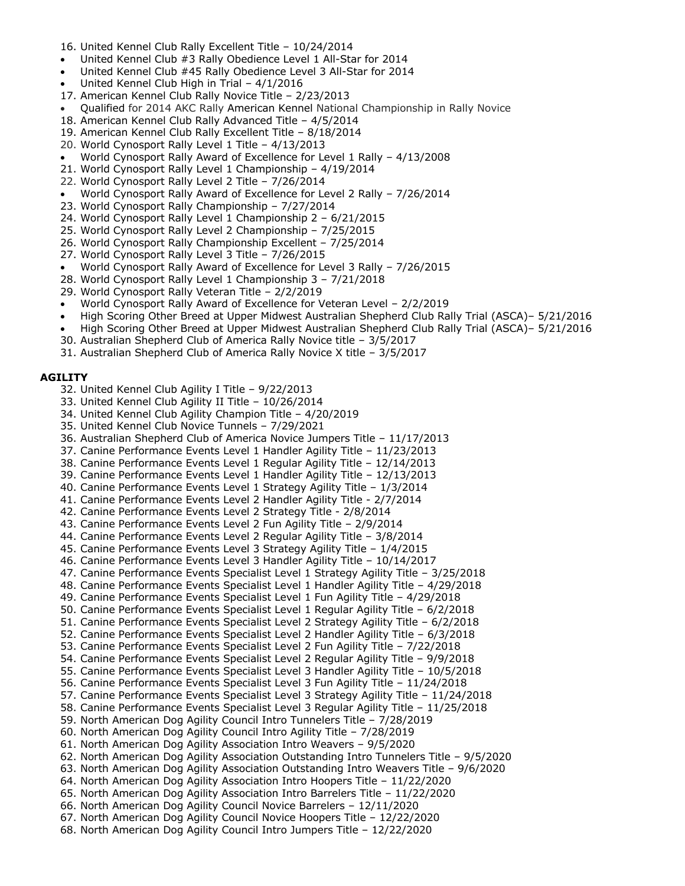16. United Kennel Club Rally Excellent Title – 10/24/2014

- United Kennel Club #3 Rally Obedience Level 1 All-Star for 2014
- United Kennel Club #45 Rally Obedience Level 3 All-Star for 2014
- United Kennel Club High in Trial – 4/1/2016

17. American Kennel Club Rally Novice Title – 2/23/2013

- Qualified for 2014 AKC Rally American Kennel National Championship in Rally Novice

18. American Kennel Club Rally Advanced Title – 4/5/2014
19. American Kennel Club Rally Excellent Title – 8/18/2014
20. World Cynosport Rally Level 1 Title – 4/13/2013

- World Cynosport Rally Award of Excellence for Level 1 Rally – 4/13/2008

21. World Cynosport Rally Level 1 Championship – 4/19/2014
22. World Cynosport Rally Level 2 Title – 7/26/2014

- World Cynosport Rally Award of Excellence for Level 2 Rally – 7/26/2014

23. World Cynosport Rally Championship – 7/27/2014
24. World Cynosport Rally Level 1 Championship 2 – 6/21/2015
25. World Cynosport Rally Level 2 Championship – 7/25/2015
26. World Cynosport Rally Championship Excellent – 7/25/2014
27. World Cynosport Rally Level 3 Title – 7/26/2015

- World Cynosport Rally Award of Excellence for Level 3 Rally – 7/26/2015

28. World Cynosport Rally Level 1 Championship 3 – 7/21/2018
29. World Cynosport Rally Veteran Title – 2/2/2019

- World Cynosport Rally Award of Excellence for Veteran Level – 2/2/2019
- High Scoring Other Breed at Upper Midwest Australian Shepherd Club Rally Trial (ASCA)– 5/21/2016
- High Scoring Other Breed at Upper Midwest Australian Shepherd Club Rally Trial (ASCA)– 5/21/2016

30. Australian Shepherd Club of America Rally Novice title – 3/5/2017
31. Australian Shepherd Club of America Rally Novice X title – 3/5/2017

**AGILITY**

32. United Kennel Club Agility I Title – 9/22/2013
33. United Kennel Club Agility II Title – 10/26/2014
34. United Kennel Club Agility Champion Title – 4/20/2019
35. United Kennel Club Novice Tunnels – 7/29/2021
36. Australian Shepherd Club of America Novice Jumpers Title – 11/17/2013
37. Canine Performance Events Level 1 Handler Agility Title – 11/23/2013
38. Canine Performance Events Level 1 Regular Agility Title – 12/14/2013
39. Canine Performance Events Level 1 Handler Agility Title – 12/13/2013
40. Canine Performance Events Level 1 Strategy Agility Title – 1/3/2014
41. Canine Performance Events Level 2 Handler Agility Title - 2/7/2014
42. Canine Performance Events Level 2 Strategy Title - 2/8/2014
43. Canine Performance Events Level 2 Fun Agility Title – 2/9/2014
44. Canine Performance Events Level 2 Regular Agility Title – 3/8/2014
45. Canine Performance Events Level 3 Strategy Agility Title – 1/4/2015
46. Canine Performance Events Level 3 Handler Agility Title – 10/14/2017
47. Canine Performance Events Specialist Level 1 Strategy Agility Title – 3/25/2018
48. Canine Performance Events Specialist Level 1 Handler Agility Title – 4/29/2018
49. Canine Performance Events Specialist Level 1 Fun Agility Title – 4/29/2018
50. Canine Performance Events Specialist Level 1 Regular Agility Title – 6/2/2018
51. Canine Performance Events Specialist Level 2 Strategy Agility Title – 6/2/2018
52. Canine Performance Events Specialist Level 2 Handler Agility Title – 6/3/2018
53. Canine Performance Events Specialist Level 2 Fun Agility Title – 7/22/2018
54. Canine Performance Events Specialist Level 2 Regular Agility Title – 9/9/2018
55. Canine Performance Events Specialist Level 3 Handler Agility Title – 10/5/2018
56. Canine Performance Events Specialist Level 3 Fun Agility Title – 11/24/2018
57. Canine Performance Events Specialist Level 3 Strategy Agility Title – 11/24/2018
58. Canine Performance Events Specialist Level 3 Regular Agility Title – 11/25/2018
59. North American Dog Agility Council Intro Tunnelers Title – 7/28/2019
60. North American Dog Agility Council Intro Agility Title – 7/28/2019
61. North American Dog Agility Association Intro Weavers – 9/5/2020
62. North American Dog Agility Association Outstanding Intro Tunnelers Title – 9/5/2020
63. North American Dog Agility Association Outstanding Intro Weavers Title – 9/6/2020
64. North American Dog Agility Association Intro Hoopers Title – 11/22/2020
65. North American Dog Agility Association Intro Barrelers Title – 11/22/2020
66. North American Dog Agility Council Novice Barrelers – 12/11/2020
67. North American Dog Agility Council Novice Hoopers Title – 12/22/2020
68. North American Dog Agility Council Intro Jumpers Title – 12/22/2020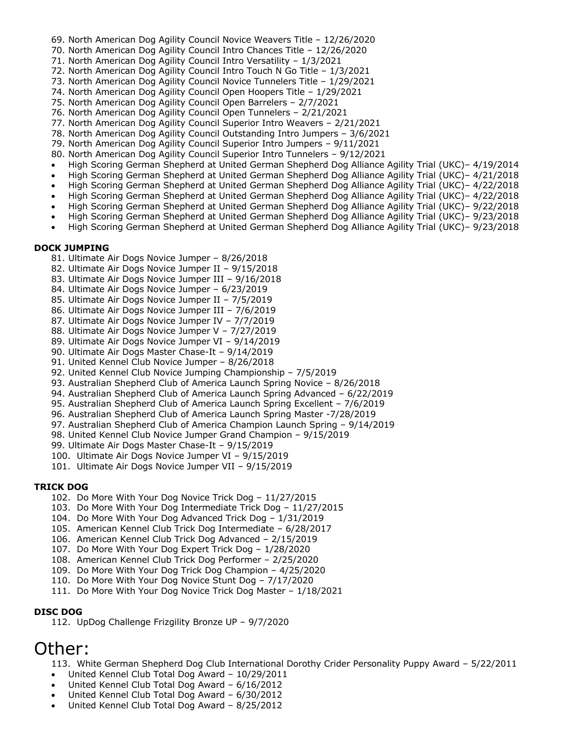69. North American Dog Agility Council Novice Weavers Title – 12/26/2020
70. North American Dog Agility Council Intro Chances Title – 12/26/2020
71. North American Dog Agility Council Intro Versatility – 1/3/2021
72. North American Dog Agility Council Intro Touch N Go Title – 1/3/2021
73. North American Dog Agility Council Novice Tunnelers Title – 1/29/2021
74. North American Dog Agility Council Open Hoopers Title – 1/29/2021
75. North American Dog Agility Council Open Barrelers – 2/7/2021
76. North American Dog Agility Council Open Tunnelers – 2/21/2021
77. North American Dog Agility Council Superior Intro Weavers – 2/21/2021
78. North American Dog Agility Council Outstanding Intro Jumpers – 3/6/2021
79. North American Dog Agility Council Superior Intro Jumpers – 9/11/2021
80. North American Dog Agility Council Superior Intro Tunnelers – 9/12/2021

- High Scoring German Shepherd at United German Shepherd Dog Alliance Agility Trial (UKC)– 4/19/2014
- High Scoring German Shepherd at United German Shepherd Dog Alliance Agility Trial (UKC)– 4/21/2018
- High Scoring German Shepherd at United German Shepherd Dog Alliance Agility Trial (UKC)– 4/22/2018
- High Scoring German Shepherd at United German Shepherd Dog Alliance Agility Trial (UKC)– 4/22/2018
- High Scoring German Shepherd at United German Shepherd Dog Alliance Agility Trial (UKC)– 9/22/2018
- High Scoring German Shepherd at United German Shepherd Dog Alliance Agility Trial (UKC)– 9/23/2018
- High Scoring German Shepherd at United German Shepherd Dog Alliance Agility Trial (UKC)– 9/23/2018

**DOCK JUMPING**

81. Ultimate Air Dogs Novice Jumper – 8/26/2018
82. Ultimate Air Dogs Novice Jumper II – 9/15/2018
83. Ultimate Air Dogs Novice Jumper III – 9/16/2018
84. Ultimate Air Dogs Novice Jumper – 6/23/2019
85. Ultimate Air Dogs Novice Jumper II – 7/5/2019
86. Ultimate Air Dogs Novice Jumper III – 7/6/2019
87. Ultimate Air Dogs Novice Jumper IV – 7/7/2019
88. Ultimate Air Dogs Novice Jumper V – 7/27/2019
89. Ultimate Air Dogs Novice Jumper VI – 9/14/2019
90. Ultimate Air Dogs Master Chase-It – 9/14/2019
91. United Kennel Club Novice Jumper – 8/26/2018
92. United Kennel Club Novice Jumping Championship – 7/5/2019
93. Australian Shepherd Club of America Launch Spring Novice – 8/26/2018
94. Australian Shepherd Club of America Launch Spring Advanced – 6/22/2019
95. Australian Shepherd Club of America Launch Spring Excellent – 7/6/2019
96. Australian Shepherd Club of America Launch Spring Master -7/28/2019
97. Australian Shepherd Club of America Champion Launch Spring – 9/14/2019
98. United Kennel Club Novice Jumper Grand Champion – 9/15/2019
99. Ultimate Air Dogs Master Chase-It – 9/15/2019
100. Ultimate Air Dogs Novice Jumper VI – 9/15/2019
101. Ultimate Air Dogs Novice Jumper VII – 9/15/2019

**TRICK DOG**

102. Do More With Your Dog Novice Trick Dog – 11/27/2015
103. Do More With Your Dog Intermediate Trick Dog – 11/27/2015
104. Do More With Your Dog Advanced Trick Dog – 1/31/2019
105. American Kennel Club Trick Dog Intermediate – 6/28/2017
106. American Kennel Club Trick Dog Advanced – 2/15/2019
107. Do More With Your Dog Expert Trick Dog – 1/28/2020
108. American Kennel Club Trick Dog Performer – 2/25/2020
109. Do More With Your Dog Trick Dog Champion – 4/25/2020
110. Do More With Your Dog Novice Stunt Dog – 7/17/2020
111. Do More With Your Dog Novice Trick Dog Master – 1/18/2021

**DISC DOG**

112. UpDog Challenge Frizgility Bronze UP – 9/7/2020

# Other:

113. White German Shepherd Dog Club International Dorothy Crider Personality Puppy Award – 5/22/2011

- United Kennel Club Total Dog Award – 10/29/2011
- United Kennel Club Total Dog Award – 6/16/2012
- United Kennel Club Total Dog Award – 6/30/2012
- United Kennel Club Total Dog Award – 8/25/2012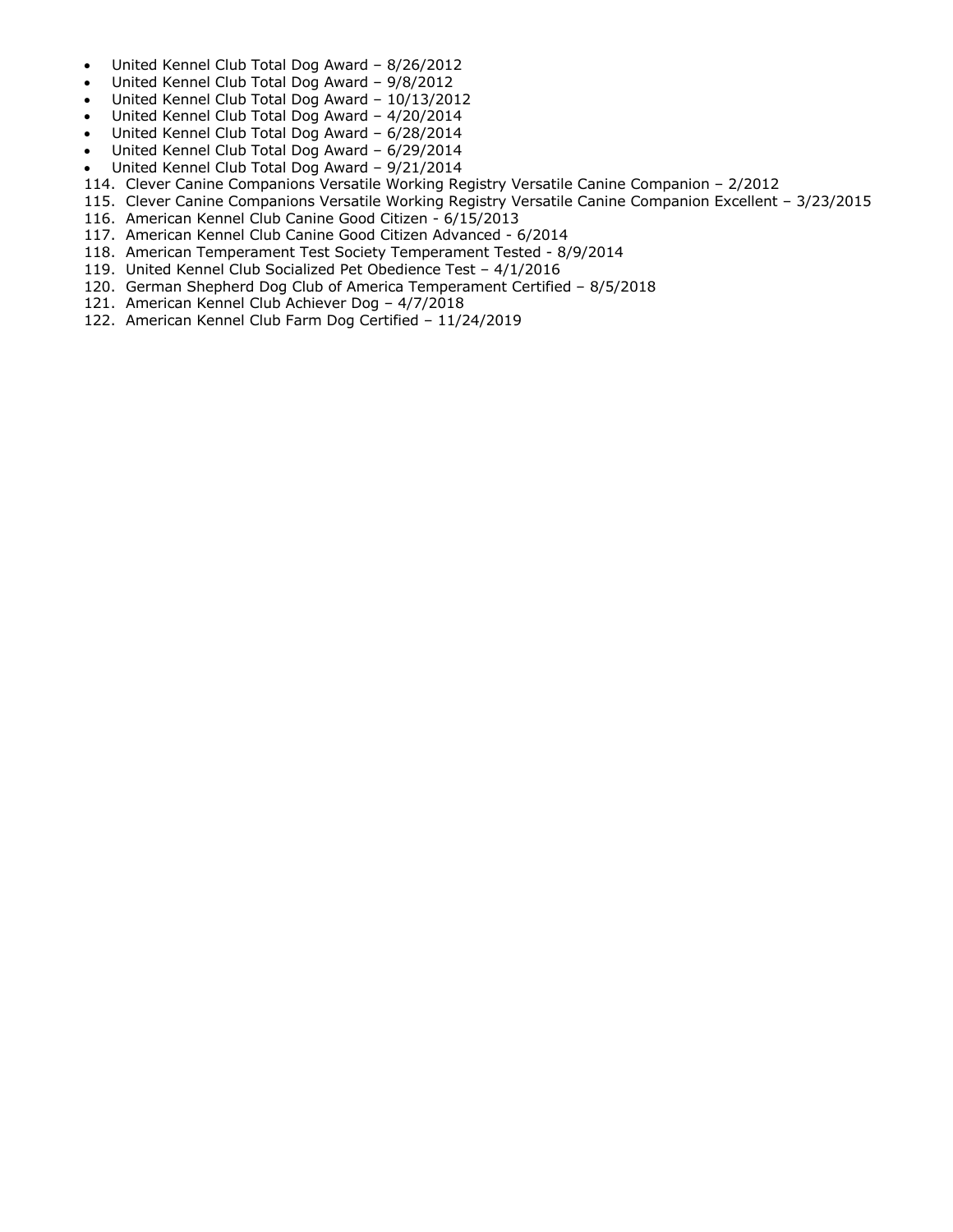- United Kennel Club Total Dog Award – 8/26/2012
- United Kennel Club Total Dog Award – 9/8/2012
- United Kennel Club Total Dog Award – 10/13/2012
- United Kennel Club Total Dog Award – 4/20/2014
- United Kennel Club Total Dog Award – 6/28/2014
- United Kennel Club Total Dog Award – 6/29/2014
- United Kennel Club Total Dog Award – 9/21/2014

114. Clever Canine Companions Versatile Working Registry Versatile Canine Companion – 2/2012
115. Clever Canine Companions Versatile Working Registry Versatile Canine Companion Excellent – 3/23/2015
116. American Kennel Club Canine Good Citizen - 6/15/2013
117. American Kennel Club Canine Good Citizen Advanced - 6/2014
118. American Temperament Test Society Temperament Tested - 8/9/2014
119. United Kennel Club Socialized Pet Obedience Test – 4/1/2016
120. German Shepherd Dog Club of America Temperament Certified – 8/5/2018
121. American Kennel Club Achiever Dog – 4/7/2018
122. American Kennel Club Farm Dog Certified – 11/24/2019